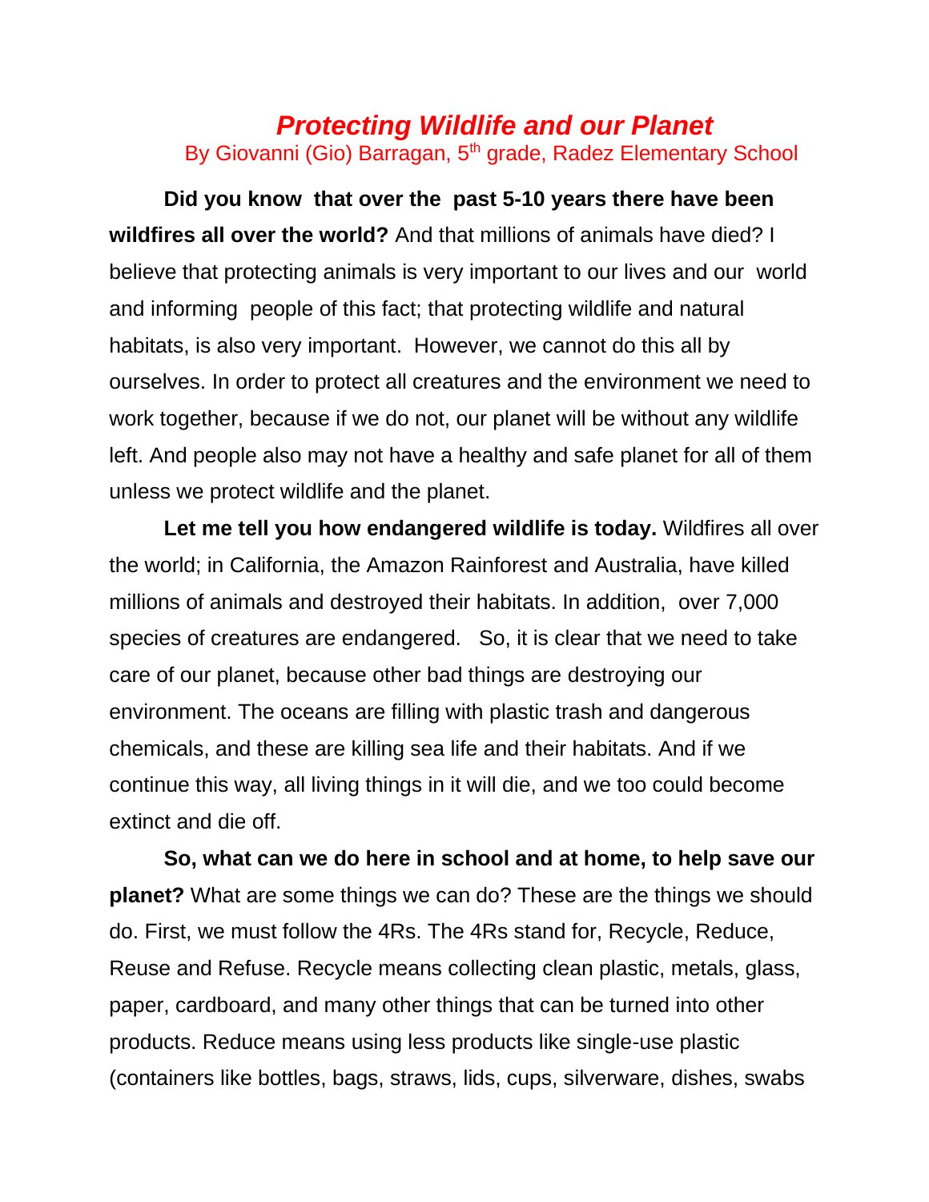# *Protecting Wildlife and our Planet*

By Giovanni (Gio) Barragan, 5th grade, Radez Elementary School

**Did you know that over the past 5-10 years there have been wildfires all over the world?** And that millions of animals have died? I believe that protecting animals is very important to our lives and our world and informing people of this fact; that protecting wildlife and natural habitats, is also very important. However, we cannot do this all by ourselves. In order to protect all creatures and the environment we need to work together, because if we do not, our planet will be without any wildlife left. And people also may not have a healthy and safe planet for all of them unless we protect wildlife and the planet.

**Let me tell you how endangered wildlife is today.** Wildfires all over the world; in California, the Amazon Rainforest and Australia, have killed millions of animals and destroyed their habitats. In addition, over 7,000 species of creatures are endangered. So, it is clear that we need to take care of our planet, because other bad things are destroying our environment. The oceans are filling with plastic trash and dangerous chemicals, and these are killing sea life and their habitats. And if we continue this way, all living things in it will die, and we too could become extinct and die off.

**So, what can we do here in school and at home, to help save our planet?** What are some things we can do? These are the things we should do. First, we must follow the 4Rs. The 4Rs stand for, Recycle, Reduce, Reuse and Refuse. Recycle means collecting clean plastic, metals, glass, paper, cardboard, and many other things that can be turned into other products. Reduce means using less products like single-use plastic (containers like bottles, bags, straws, lids, cups, silverware, dishes, swabs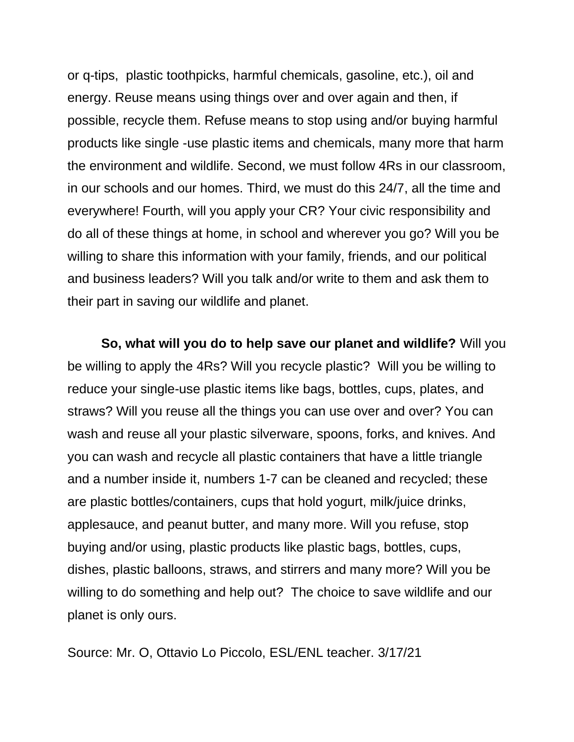or q-tips, plastic toothpicks, harmful chemicals, gasoline, etc.), oil and energy. Reuse means using things over and over again and then, if possible, recycle them. Refuse means to stop using and/or buying harmful products like single -use plastic items and chemicals, many more that harm the environment and wildlife. Second, we must follow 4Rs in our classroom, in our schools and our homes. Third, we must do this 24/7, all the time and everywhere! Fourth, will you apply your CR? Your civic responsibility and do all of these things at home, in school and wherever you go? Will you be willing to share this information with your family, friends, and our political and business leaders? Will you talk and/or write to them and ask them to their part in saving our wildlife and planet.

**So, what will you do to help save our planet and wildlife?** Will you be willing to apply the 4Rs? Will you recycle plastic? Will you be willing to reduce your single-use plastic items like bags, bottles, cups, plates, and straws? Will you reuse all the things you can use over and over? You can wash and reuse all your plastic silverware, spoons, forks, and knives. And you can wash and recycle all plastic containers that have a little triangle and a number inside it, numbers 1-7 can be cleaned and recycled; these are plastic bottles/containers, cups that hold yogurt, milk/juice drinks, applesauce, and peanut butter, and many more. Will you refuse, stop buying and/or using, plastic products like plastic bags, bottles, cups, dishes, plastic balloons, straws, and stirrers and many more? Will you be willing to do something and help out? The choice to save wildlife and our planet is only ours.

Source: Mr. O, Ottavio Lo Piccolo, ESL/ENL teacher. 3/17/21